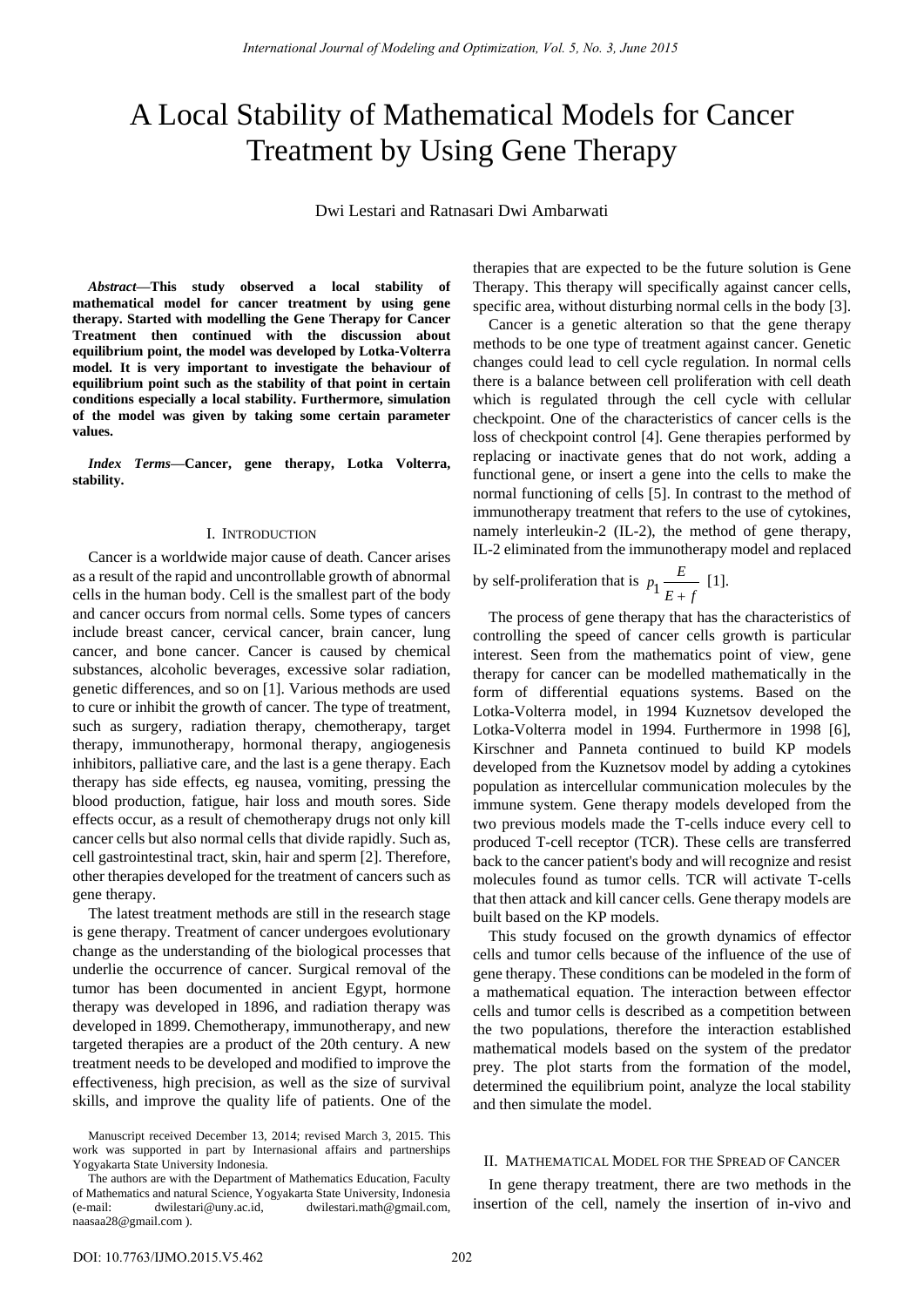# A Local Stability of Mathematical Models for Cancer Treatment by Using Gene Therapy

Dwi Lestari and Ratnasari Dwi Ambarwati

***Abstract*—This study observed a local stability of mathematical model for cancer treatment by using gene therapy. Started with modelling the Gene Therapy for Cancer Treatment then continued with the discussion about equilibrium point, the model was developed by Lotka-Volterra model. It is very important to investigate the behaviour of equilibrium point such as the stability of that point in certain conditions especially a local stability. Furthermore, simulation of the model was given by taking some certain parameter values.**

***Index Terms*—Cancer, gene therapy, Lotka Volterra, stability.**

## I. Introduction

Cancer is a worldwide major cause of death. Cancer arises as a result of the rapid and uncontrollable growth of abnormal cells in the human body. Cell is the smallest part of the body and cancer occurs from normal cells. Some types of cancers include breast cancer, cervical cancer, brain cancer, lung cancer, and bone cancer. Cancer is caused by chemical substances, alcoholic beverages, excessive solar radiation, genetic differences, and so on [1]. Various methods are used to cure or inhibit the growth of cancer. The type of treatment, such as surgery, radiation therapy, chemotherapy, target therapy, immunotherapy, hormonal therapy, angiogenesis inhibitors, palliative care, and the last is a gene therapy. Each therapy has side effects, eg nausea, vomiting, pressing the blood production, fatigue, hair loss and mouth sores. Side effects occur, as a result of chemotherapy drugs not only kill cancer cells but also normal cells that divide rapidly. Such as, cell gastrointestinal tract, skin, hair and sperm [2]. Therefore, other therapies developed for the treatment of cancers such as gene therapy.

The latest treatment methods are still in the research stage is gene therapy. Treatment of cancer undergoes evolutionary change as the understanding of the biological processes that underlie the occurrence of cancer. Surgical removal of the tumor has been documented in ancient Egypt, hormone therapy was developed in 1896, and radiation therapy was developed in 1899. Chemotherapy, immunotherapy, and new targeted therapies are a product of the 20th century. A new treatment needs to be developed and modified to improve the effectiveness, high precision, as well as the size of survival skills, and improve the quality life of patients. One of the therapies that are expected to be the future solution is Gene Therapy. This therapy will specifically against cancer cells, specific area, without disturbing normal cells in the body [3].

Cancer is a genetic alteration so that the gene therapy methods to be one type of treatment against cancer. Genetic changes could lead to cell cycle regulation. In normal cells there is a balance between cell proliferation with cell death which is regulated through the cell cycle with cellular checkpoint. One of the characteristics of cancer cells is the loss of checkpoint control [4]. Gene therapies performed by replacing or inactivate genes that do not work, adding a functional gene, or insert a gene into the cells to make the normal functioning of cells [5]. In contrast to the method of immunotherapy treatment that refers to the use of cytokines, namely interleukin-2 (IL-2), the method of gene therapy, IL-2 eliminated from the immunotherapy model and replaced by self-proliferation that is $p_1 \dfrac{E}{E+f}$ [1].

The process of gene therapy that has the characteristics of controlling the speed of cancer cells growth is particular interest. Seen from the mathematics point of view, gene therapy for cancer can be modelled mathematically in the form of differential equations systems. Based on the Lotka-Volterra model, in 1994 Kuznetsov developed the Lotka-Volterra model in 1994. Furthermore in 1998 [6], Kirschner and Panneta continued to build KP models developed from the Kuznetsov model by adding a cytokines population as intercellular communication molecules by the immune system. Gene therapy models developed from the two previous models made the T-cells induce every cell to produced T-cell receptor (TCR). These cells are transferred back to the cancer patient's body and will recognize and resist molecules found as tumor cells. TCR will activate T-cells that then attack and kill cancer cells. Gene therapy models are built based on the KP models.

This study focused on the growth dynamics of effector cells and tumor cells because of the influence of the use of gene therapy. These conditions can be modeled in the form of a mathematical equation. The interaction between effector cells and tumor cells is described as a competition between the two populations, therefore the interaction established mathematical models based on the system of the predator prey. The plot starts from the formation of the model, determined the equilibrium point, analyze the local stability and then simulate the model.

## II. Mathematical Model for the Spread of Cancer

In gene therapy treatment, there are two methods in the insertion of the cell, namely the insertion of in-vivo and

Manuscript received December 13, 2014; revised March 3, 2015. This work was supported in part by Internasional affairs and partnerships Yogyakarta State University Indonesia.

The authors are with the Department of Mathematics Education, Faculty of Mathematics and natural Science, Yogyakarta State University, Indonesia (e-mail: dwilestari@uny.ac.id, dwilestari.math@gmail.com, naasaa28@gmail.com ).

DOI: 10.7763/IJMO.2015.V5.462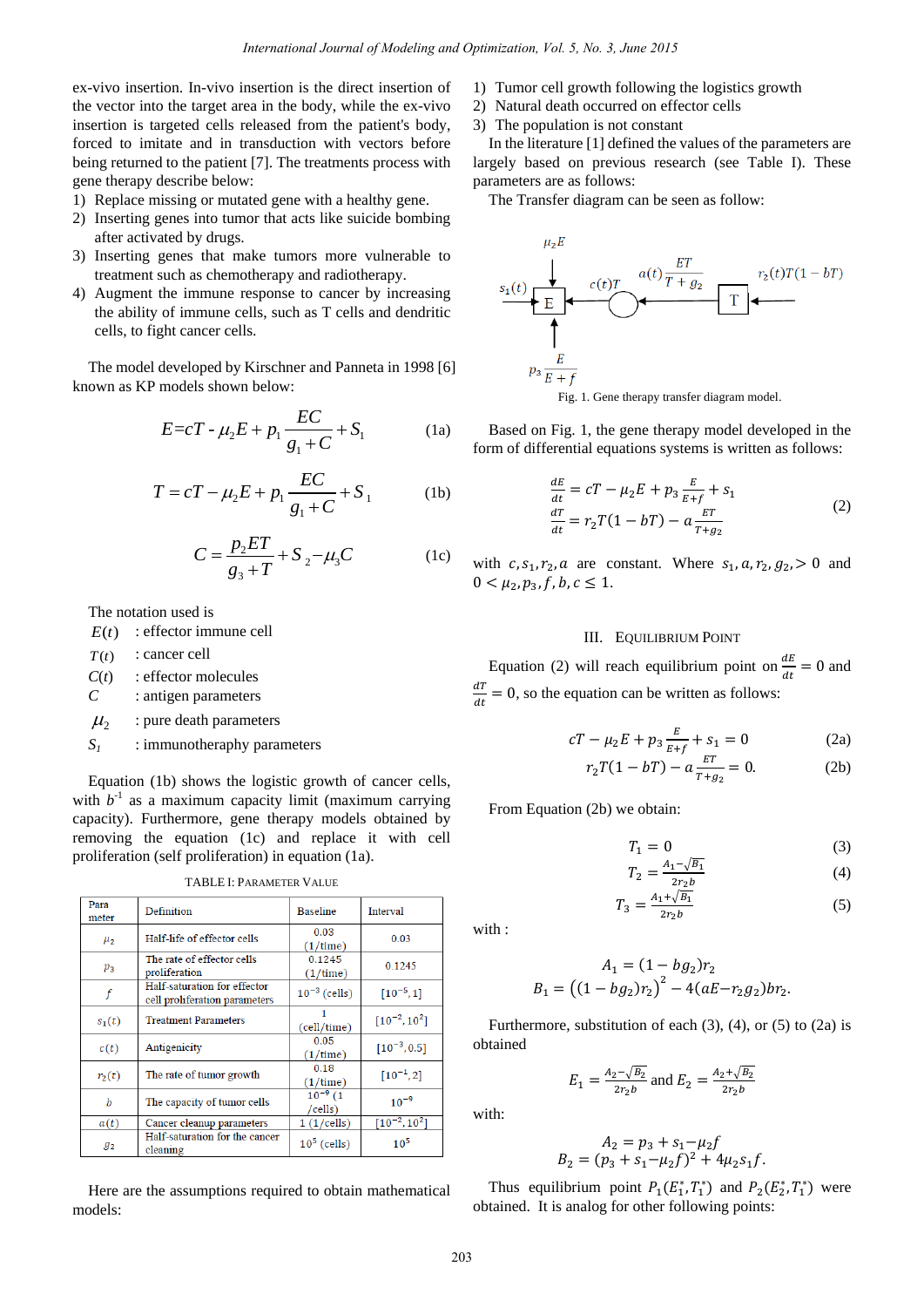ex-vivo insertion. In-vivo insertion is the direct insertion of the vector into the target area in the body, while the ex-vivo insertion is targeted cells released from the patient's body, forced to imitate and in transduction with vectors before being returned to the patient [7]. The treatments process with gene therapy describe below:

1) Replace missing or mutated gene with a healthy gene.
2) Inserting genes into tumor that acts like suicide bombing after activated by drugs.
3) Inserting genes that make tumors more vulnerable to treatment such as chemotherapy and radiotherapy.
4) Augment the immune response to cancer by increasing the ability of immune cells, such as T cells and dendritic cells, to fight cancer cells.

The model developed by Kirschner and Panneta in 1998 [6] known as KP models shown below:

$$E = cT - \mu_2 E + p_1 \frac{EC}{g_1 + C} + S_1 \quad (1a)$$

$$T = cT - \mu_2 E + p_1 \frac{EC}{g_1 + C} + S_1 \quad (1b)$$

$$C = \frac{p_2 ET}{g_3 + T} + S_2 - \mu_3 C \quad (1c)$$

The notation used is

- $E(t)$ : effector immune cell
- $T(t)$ : cancer cell
- $C(t)$ : effector molecules
- $C$ : antigen parameters
- $\mu_2$ : pure death parameters
- $S_1$ : immunotheraphy parameters

Equation (1b) shows the logistic growth of cancer cells, with $b^{-1}$ as a maximum capacity limit (maximum carrying capacity). Furthermore, gene therapy models obtained by removing the equation (1c) and replace it with cell proliferation (self proliferation) in equation (1a).

TABLE I: PARAMETER VALUE

| Parameter | Definition | Baseline | Interval |
|---|---|---|---|
| $\mu_2$ | Half-life of effector cells | 0.03 (1/time) | 0.03 |
| $p_3$ | The rate of effector cells proliferation | 0.1245 (1/time) | 0.1245 |
| $f$ | Half-saturation for effector cell proliferation parameters | $10^{-3}$ (cells) | $[10^{-5}, 1]$ |
| $s_1(t)$ | Treatment Parameters | 1 (cell/time) | $[10^{-2}, 10^{2}]$ |
| $c(t)$ | Antigenicity | 0.05 (1/time) | $[10^{-3}, 0.5]$ |
| $r_2(t)$ | The rate of tumor growth | 0.18 (1/time) | $[10^{-1}, 2]$ |
| $b$ | The capacity of tumor cells | $10^{-9}$ (1/cells) | $10^{-9}$ |
| $a(t)$ | Cancer cleanup parameters | 1 (1/cells) | $[10^{-2}, 10^{2}]$ |
| $g_2$ | Half-saturation for the cancer cleaning | $10^{5}$ (cells) | $10^{5}$ |

Here are the assumptions required to obtain mathematical models:

1) Tumor cell growth following the logistics growth
2) Natural death occurred on effector cells
3) The population is not constant

In the literature [1] defined the values of the parameters are largely based on previous research (see Table I). These parameters are as follows:

The Transfer diagram can be seen as follow:

Fig. 1. Gene therapy transfer diagram model.

Based on Fig. 1, the gene therapy model developed in the form of differential equations systems is written as follows:

$$\begin{aligned} \frac{dE}{dt} &= cT - \mu_2 E + p_3 \frac{E}{E+f} + s_1 \\ \frac{dT}{dt} &= r_2 T(1 - bT) - a\frac{ET}{T+g_2} \end{aligned} \quad (2)$$

with $c, s_1, r_2, a$ are constant. Where $s_1, a, r_2, g_2, > 0$ and $0 < \mu_2, p_3, f, b, c \leq 1$.

## III. EQUILIBRIUM POINT

Equation (2) will reach equilibrium point on $\frac{dE}{dt} = 0$ and $\frac{dT}{dt} = 0$, so the equation can be written as follows:

$$cT - \mu_2 E + p_3 \frac{E}{E+f} + s_1 = 0 \quad (2a)$$

$$r_2 T(1 - bT) - a\frac{ET}{T+g_2} = 0. \quad (2b)$$

From Equation (2b) we obtain:

$$T_1 = 0 \quad (3)$$

$$T_2 = \frac{A_1 - \sqrt{B_1}}{2r_2 b} \quad (4)$$

$$T_3 = \frac{A_1 + \sqrt{B_1}}{2r_2 b} \quad (5)$$

with :

$$A_1 = (1 - bg_2)r_2$$

$$B_1 = \left((1 - bg_2)r_2\right)^2 - 4(aE - r_2 g_2)br_2.$$

Furthermore, substitution of each (3), (4), or (5) to (2a) is obtained

$$E_1 = \frac{A_2 - \sqrt{B_2}}{2r_2 b} \text{ and } E_2 = \frac{A_2 + \sqrt{B_2}}{2r_2 b}$$

with:

$$A_2 = p_3 + s_1 - \mu_2 f$$

$$B_2 = (p_3 + s_1 - \mu_2 f)^2 + 4\mu_2 s_1 f.$$

Thus equilibrium point $P_1(E_1^*, T_1^*)$ and $P_2(E_2^*, T_1^*)$ were obtained. It is analog for other following points: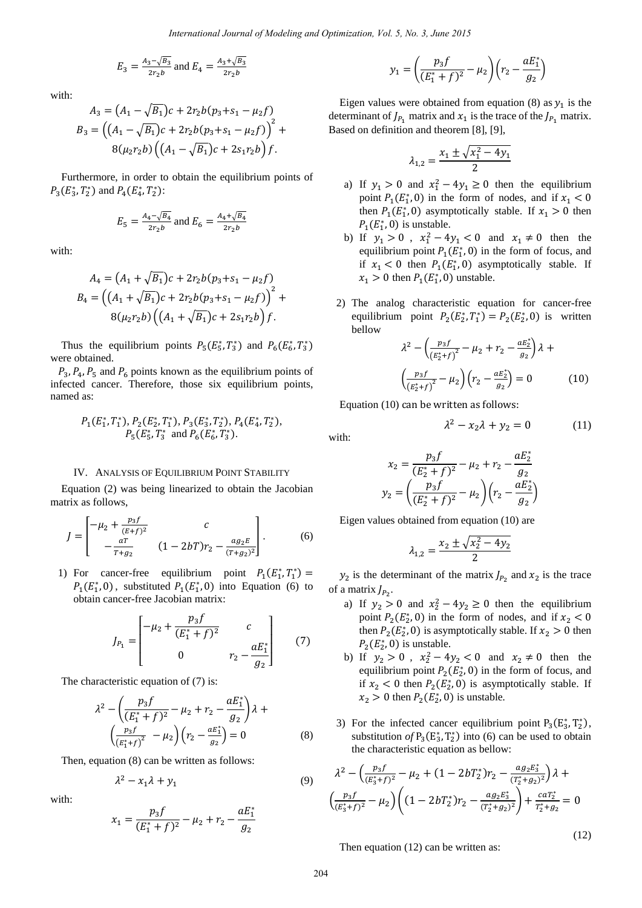$$E_3 = \frac{A_3 - \sqrt{B_3}}{2r_2 b} \text{ and } E_4 = \frac{A_3 + \sqrt{B_3}}{2r_2 b}$$

with:

$$A_3 = \left(A_1 - \sqrt{B_1}\right)c + 2r_2 b(p_3 + s_1 - \mu_2 f)$$
$$B_3 = \left(\left(A_1 - \sqrt{B_1}\right)c + 2r_2 b(p_3 + s_1 - \mu_2 f)\right)^2 + 8(\mu_2 r_2 b)\left(\left(A_1 - \sqrt{B_1}\right)c + 2s_1 r_2 b\right)f.$$

Furthermore, in order to obtain the equilibrium points of $P_3(E_3^*, T_2^*)$ and $P_4(E_4^*, T_2^*)$:

$$E_5 = \frac{A_4 - \sqrt{B_4}}{2r_2 b} \text{ and } E_6 = \frac{A_4 + \sqrt{B_4}}{2r_2 b}$$

with:

$$A_4 = \left(A_1 + \sqrt{B_1}\right)c + 2r_2 b(p_3 + s_1 - \mu_2 f)$$
$$B_4 = \left(\left(A_1 + \sqrt{B_1}\right)c + 2r_2 b(p_3 + s_1 - \mu_2 f)\right)^2 + 8(\mu_2 r_2 b)\left(\left(A_1 + \sqrt{B_1}\right)c + 2s_1 r_2 b\right)f.$$

Thus the equilibrium points $P_5(E_5^*, T_3^*)$ and $P_6(E_6^*, T_3^*)$ were obtained.

$P_3, P_4, P_5$ and $P_6$ points known as the equilibrium points of infected cancer. Therefore, those six equilibrium points, named as:

$$P_1(E_1^*, T_1^*), P_2(E_2^*, T_1^*), P_3(E_3^*, T_2^*), P_4(E_4^*, T_2^*), P_5(E_5^*, T_3^* \text{ and } P_6(E_6^*, T_3^*).$$

## IV. Analysis of Equilibrium Point Stability

Equation (2) was being linearized to obtain the Jacobian matrix as follows,

$$J = \begin{bmatrix} -\mu_2 + \frac{p_3 f}{(E+f)^2} & c \\ -\frac{aT}{T+g_2} & (1-2bT)r_2 - \frac{a g_2 E}{(T+g_2)^2} \end{bmatrix}. \quad (6)$$

1) For cancer-free equilibrium point $P_1(E_1^*, T_1^*) = P_1(E_1^*, 0)$, substituted $P_1(E_1^*, 0)$ into Equation (6) to obtain cancer-free Jacobian matrix:

$$J_{P_1} = \begin{bmatrix} -\mu_2 + \frac{p_3 f}{(E_1^* + f)^2} & c \\ 0 & r_2 - \frac{aE_1^*}{g_2} \end{bmatrix} \quad (7)$$

The characteristic equation of (7) is:

$$\lambda^2 - \left(\frac{p_3 f}{(E_1^* + f)^2} - \mu_2 + r_2 - \frac{aE_1^*}{g_2}\right)\lambda + \left(\frac{p_3 f}{(E_1^* + f)^2} - \mu_2\right)\left(r_2 - \frac{aE_1^*}{g_2}\right) = 0 \quad (8)$$

Then, equation (8) can be written as follows:

$$\lambda^2 - x_1\lambda + y_1 \quad (9)$$

with:

$$x_1 = \frac{p_3 f}{(E_1^* + f)^2} - \mu_2 + r_2 - \frac{aE_1^*}{g_2}$$
$$y_1 = \left(\frac{p_3 f}{(E_1^* + f)^2} - \mu_2\right)\left(r_2 - \frac{aE_1^*}{g_2}\right)$$

Eigen values were obtained from equation (8) as $y_1$ is the determinant of $J_{P_1}$ matrix and $x_1$ is the trace of the $J_{P_1}$ matrix. Based on definition and theorem [8], [9],

$$\lambda_{1,2} = \frac{x_1 \pm \sqrt{x_1^2 - 4y_1}}{2}$$

a) If $y_1 > 0$ and $x_1^2 - 4y_1 \geq 0$ then the equilibrium point $P_1(E_1^*, 0)$ in the form of nodes, and if $x_1 < 0$ then $P_1(E_1^*, 0)$ asymptotically stable. If $x_1 > 0$ then $P_1(E_1^*, 0)$ is unstable.

b) If $y_1 > 0$ , $x_1^2 - 4y_1 < 0$ and $x_1 \neq 0$ then the equilibrium point $P_1(E_1^*, 0)$ in the form of focus, and if $x_1 < 0$ then $P_1(E_1^*, 0)$ asymptotically stable. If $x_1 > 0$ then $P_1(E_1^*, 0)$ unstable.

2) The analog characteristic equation for cancer-free equilibrium point $P_2(E_2^*, T_1^*) = P_2(E_2^*, 0)$ is written bellow

$$\lambda^2 - \left(\frac{p_3 f}{(E_2^* + f)^2} - \mu_2 + r_2 - \frac{aE_2^*}{g_2}\right)\lambda + \left(\frac{p_3 f}{(E_2^* + f)^2} - \mu_2\right)\left(r_2 - \frac{aE_2^*}{g_2}\right) = 0 \quad (10)$$

Equation (10) can be written as follows:

$$\lambda^2 - x_2\lambda + y_2 = 0 \quad (11)$$

with:

$$x_2 = \frac{p_3 f}{(E_2^* + f)^2} - \mu_2 + r_2 - \frac{aE_2^*}{g_2}$$
$$y_2 = \left(\frac{p_3 f}{(E_2^* + f)^2} - \mu_2\right)\left(r_2 - \frac{aE_2^*}{g_2}\right)$$

Eigen values obtained from equation (10) are

$$\lambda_{1,2} = \frac{x_2 \pm \sqrt{x_2^2 - 4y_2}}{2}$$

$y_2$ is the determinant of the matrix $J_{P_2}$ and $x_2$ is the trace of a matrix $J_{P_2}$.

a) If $y_2 > 0$ and $x_2^2 - 4y_2 \geq 0$ then the equilibrium point $P_2(E_2^*, 0)$ in the form of nodes, and if $x_2 < 0$ then $P_2(E_2^*, 0)$ is asymptotically stable. If $x_2 > 0$ then $P_2(E_2^*, 0)$ is unstable.

b) If $y_2 > 0$ , $x_2^2 - 4y_2 < 0$ and $x_2 \neq 0$ then the equilibrium point $P_2(E_2^*, 0)$ in the form of focus, and if $x_2 < 0$ then $P_2(E_2^*, 0)$ is asymptotically stable. If $x_2 > 0$ then $P_2(E_2^*, 0)$ is unstable.

3) For the infected cancer equilibrium point $P_3(E_3^*, T_2^*)$, substitution *of* $P_3(E_3^*, T_2^*)$ into (6) can be used to obtain the characteristic equation as bellow:

$$\lambda^2 - \left(\frac{p_3 f}{(E_3^* + f)^2} - \mu_2 + (1 - 2bT_2^*)r_2 - \frac{a g_2 E_3^*}{(T_2^* + g_2)^2}\right)\lambda + \left(\frac{p_3 f}{(E_3^* + f)^2} - \mu_2\right)\left((1 - 2bT_2^*)r_2 - \frac{a g_2 E_3^*}{(T_2^* + g_2)^2}\right) + \frac{caT_2^*}{T_2^* + g_2} = 0 \quad (12)$$

Then equation (12) can be written as: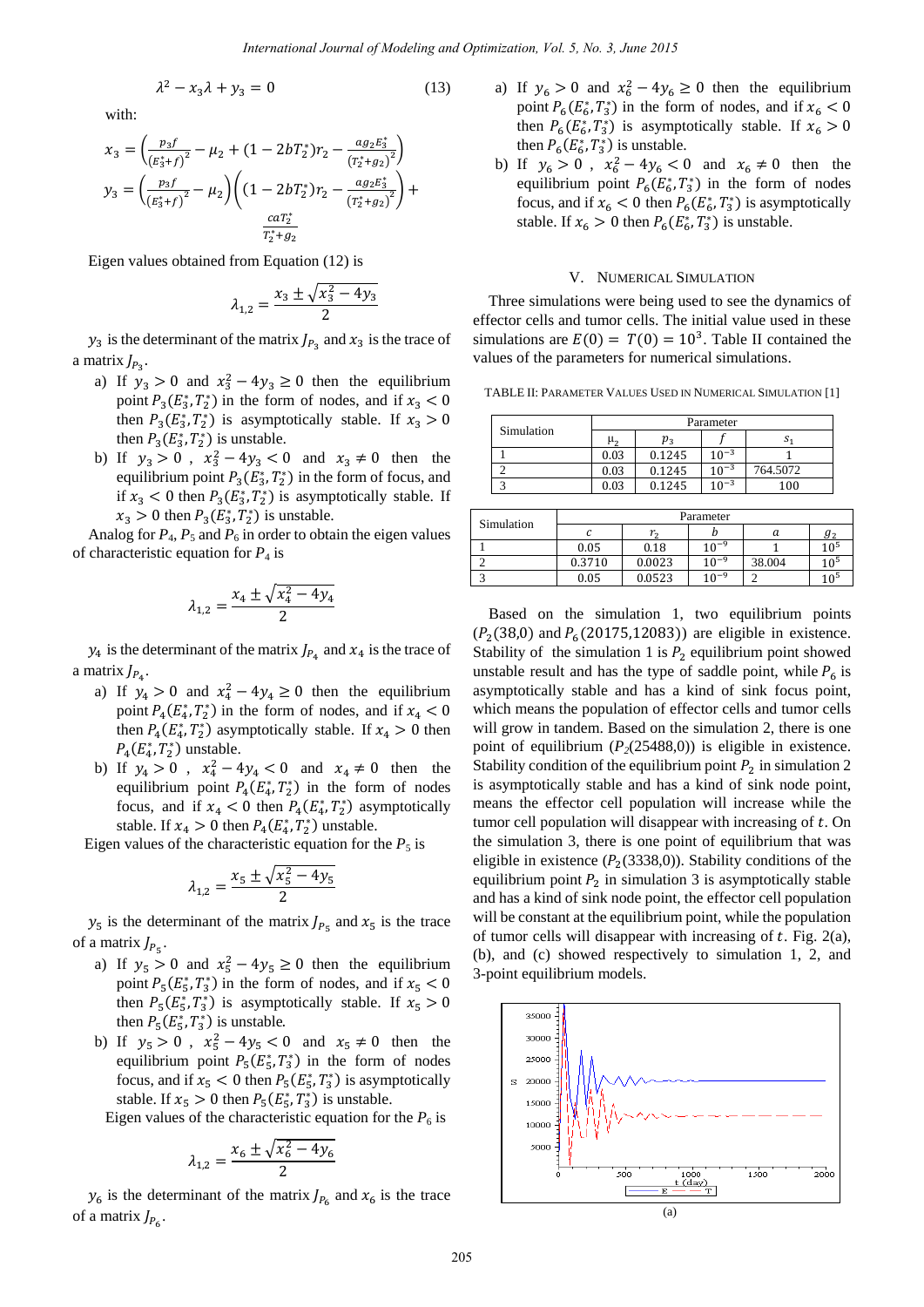$$\lambda^2 - x_3\lambda + y_3 = 0 \qquad (13)$$

with:

$$x_3 = \left(\frac{p_3 f}{(E_3^*+f)^2} - \mu_2 + (1-2bT_2^*)r_2 - \frac{ag_2E_3^*}{(T_2^*+g_2)^2}\right)$$

$$y_3 = \left(\frac{p_3 f}{(E_3^*+f)^2} - \mu_2\right)\left((1-2bT_2^*)r_2 - \frac{ag_2E_3^*}{(T_2^*+g_2)^2}\right) + \frac{caT_2^*}{T_2^*+g_2}$$

Eigen values obtained from Equation (12) is

$$\lambda_{1,2} = \frac{x_3 \pm \sqrt{x_3^2 - 4y_3}}{2}$$

$y_3$ is the determinant of the matrix $J_{P_3}$ and $x_3$ is the trace of a matrix $J_{P_3}$.

a) If $y_3 > 0$ and $x_3^2 - 4y_3 \geq 0$ then the equilibrium point $P_3(E_3^*, T_2^*)$ in the form of nodes, and if $x_3 < 0$ then $P_3(E_3^*, T_2^*)$ is asymptotically stable. If $x_3 > 0$ then $P_3(E_3^*, T_2^*)$ is unstable.

b) If $y_3 > 0$, $x_3^2 - 4y_3 < 0$ and $x_3 \neq 0$ then the equilibrium point $P_3(E_3^*, T_2^*)$ in the form of focus, and if $x_3 < 0$ then $P_3(E_3^*, T_2^*)$ is asymptotically stable. If $x_3 > 0$ then $P_3(E_3^*, T_2^*)$ is unstable.

Analog for $P_4$, $P_5$ and $P_6$ in order to obtain the eigen values of characteristic equation for $P_4$ is

$$\lambda_{1,2} = \frac{x_4 \pm \sqrt{x_4^2 - 4y_4}}{2}$$

$y_4$ is the determinant of the matrix $J_{P_4}$ and $x_4$ is the trace of a matrix $J_{P_4}$.

a) If $y_4 > 0$ and $x_4^2 - 4y_4 \geq 0$ then the equilibrium point $P_4(E_4^*, T_2^*)$ in the form of nodes, and if $x_4 < 0$ then $P_4(E_4^*, T_2^*)$ asymptotically stable. If $x_4 > 0$ then $P_4(E_4^*, T_2^*)$ unstable.

b) If $y_4 > 0$, $x_4^2 - 4y_4 < 0$ and $x_4 \neq 0$ then the equilibrium point $P_4(E_4^*, T_2^*)$ in the form of nodes focus, and if $x_4 < 0$ then $P_4(E_4^*, T_2^*)$ asymptotically stable. If $x_4 > 0$ then $P_4(E_4^*, T_2^*)$ unstable.

Eigen values of the characteristic equation for the $P_5$ is

$$\lambda_{1,2} = \frac{x_5 \pm \sqrt{x_5^2 - 4y_5}}{2}$$

$y_5$ is the determinant of the matrix $J_{P_5}$ and $x_5$ is the trace of a matrix $J_{P_5}$.

a) If $y_5 > 0$ and $x_5^2 - 4y_5 \geq 0$ then the equilibrium point $P_5(E_5^*, T_3^*)$ in the form of nodes, and if $x_5 < 0$ then $P_5(E_5^*, T_3^*)$ is asymptotically stable. If $x_5 > 0$ then $P_5(E_5^*, T_3^*)$ is unstable.

b) If $y_5 > 0$, $x_5^2 - 4y_5 < 0$ and $x_5 \neq 0$ then the equilibrium point $P_5(E_5^*, T_3^*)$ in the form of nodes focus, and if $x_5 < 0$ then $P_5(E_5^*, T_3^*)$ is asymptotically stable. If $x_5 > 0$ then $P_5(E_5^*, T_3^*)$ is unstable.

Eigen values of the characteristic equation for the $P_6$ is

$$\lambda_{1,2} = \frac{x_6 \pm \sqrt{x_6^2 - 4y_6}}{2}$$

$y_6$ is the determinant of the matrix $J_{P_6}$ and $x_6$ is the trace of a matrix $J_{P_6}$.

a) If $y_6 > 0$ and $x_6^2 - 4y_6 \geq 0$ then the equilibrium point $P_6(E_6^*, T_3^*)$ in the form of nodes, and if $x_6 < 0$ then $P_6(E_6^*, T_3^*)$ is asymptotically stable. If $x_6 > 0$ then $P_6(E_6^*, T_3^*)$ is unstable.

b) If $y_6 > 0$, $x_6^2 - 4y_6 < 0$ and $x_6 \neq 0$ then the equilibrium point $P_6(E_6^*, T_3^*)$ in the form of nodes focus, and if $x_6 < 0$ then $P_6(E_6^*, T_3^*)$ is asymptotically stable. If $x_6 > 0$ then $P_6(E_6^*, T_3^*)$ is unstable.

## V. Numerical Simulation

Three simulations were being used to see the dynamics of effector cells and tumor cells. The initial value used in these simulations are $E(0) = T(0) = 10^3$. Table II contained the values of the parameters for numerical simulations.

TABLE II: Parameter Values Used in Numerical Simulation [1]

| Simulation | Parameter | | | |
|---|---|---|---|---|
| | $\mu_2$ | $p_3$ | $f$ | $s_1$ |
| 1 | 0.03 | 0.1245 | $10^{-3}$ | 1 |
| 2 | 0.03 | 0.1245 | $10^{-3}$ | 764.5072 |
| 3 | 0.03 | 0.1245 | $10^{-3}$ | 100 |

| Simulation | Parameter | | | | |
|---|---|---|---|---|---|
| | $c$ | $r_2$ | $b$ | $a$ | $g_2$ |
| 1 | 0.05 | 0.18 | $10^{-9}$ | 1 | $10^5$ |
| 2 | 0.3710 | 0.0023 | $10^{-9}$ | 38.004 | $10^5$ |
| 3 | 0.05 | 0.0523 | $10^{-9}$ | 2 | $10^5$ |

Based on the simulation 1, two equilibrium points ($P_2(38,0)$ and $P_6(20175,12083)$) are eligible in existence. Stability of the simulation 1 is $P_2$ equilibrium point showed unstable result and has the type of saddle point, while $P_6$ is asymptotically stable and has a kind of sink focus point, which means the population of effector cells and tumor cells will grow in tandem. Based on the simulation 2, there is one point of equilibrium ($P_2(25488,0)$) is eligible in existence. Stability condition of the equilibrium point $P_2$ in simulation 2 is asymptotically stable and has a kind of sink node point, means the effector cell population will increase while the tumor cell population will disappear with increasing of $t$. On the simulation 3, there is one point of equilibrium that was eligible in existence ($P_2(3338,0)$). Stability conditions of the equilibrium point $P_2$ in simulation 3 is asymptotically stable and has a kind of sink node point, the effector cell population will be constant at the equilibrium point, while the population of tumor cells will disappear with increasing of $t$. Fig. 2(a), (b), and (c) showed respectively to simulation 1, 2, and 3-point equilibrium models.

(a)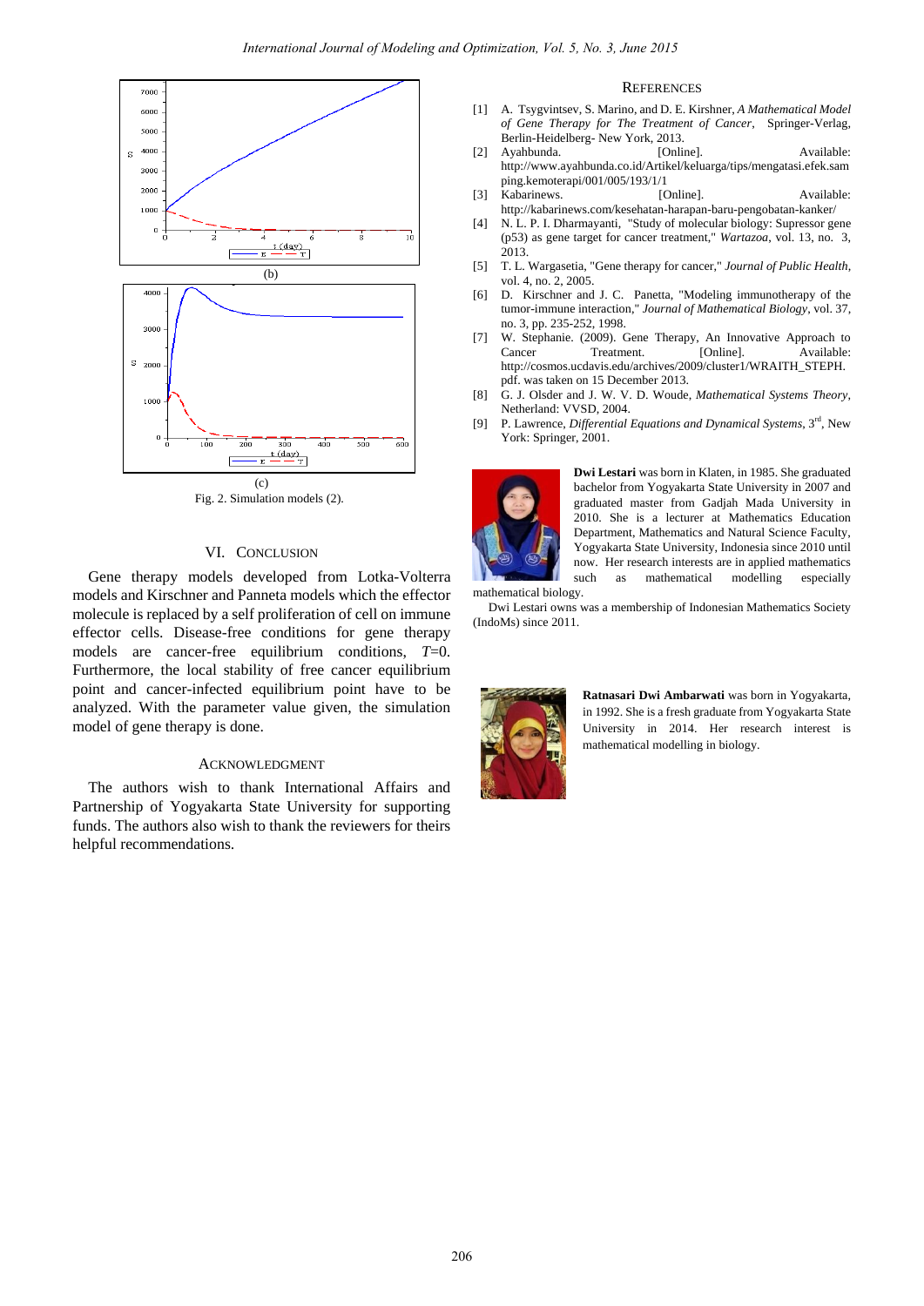7000
6000
5000
4000
3000
2000
1000
0
0 2 4 6 8 10
t (day)
E — T
S

(b)

4000
3000
2000
1000
0
0 100 200 300 400 500 600
t (day)
E — T
S

(c)

Fig. 2. Simulation models (2).

## VI. Conclusion

Gene therapy models developed from Lotka-Volterra models and Kirschner and Panneta models which the effector molecule is replaced by a self proliferation of cell on immune effector cells. Disease-free conditions for gene therapy models are cancer-free equilibrium conditions, $T$=0. Furthermore, the local stability of free cancer equilibrium point and cancer-infected equilibrium point have to be analyzed. With the parameter value given, the simulation model of gene therapy is done.

## Acknowledgment

The authors wish to thank International Affairs and Partnership of Yogyakarta State University for supporting funds. The authors also wish to thank the reviewers for theirs helpful recommendations.

## References

[1] A. Tsygvintsev, S. Marino, and D. E. Kirshner, *A Mathematical Model of Gene Therapy for The Treatment of Cancer*, Springer-Verlag, Berlin-Heidelberg- New York, 2013.

[2] Ayahbunda. [Online]. Available: http://www.ayahbunda.co.id/Artikel/keluarga/tips/mengatasi.efek.samping.kemoterapi/001/005/193/1/1

[3] Kabarinews. [Online]. Available: http://kabarinews.com/kesehatan-harapan-baru-pengobatan-kanker/

[4] N. L. P. I. Dharmayanti, "Study of molecular biology: Supressor gene (p53) as gene target for cancer treatment," *Wartazoa*, vol. 13, no. 3, 2013.

[5] T. L. Wargasetia, "Gene therapy for cancer," *Journal of Public Health*, vol. 4, no. 2, 2005.

[6] D. Kirschner and J. C. Panetta, "Modeling immunotherapy of the tumor-immune interaction," *Journal of Mathematical Biology*, vol. 37, no. 3, pp. 235-252, 1998.

[7] W. Stephanie. (2009). Gene Therapy, An Innovative Approach to Cancer Treatment. [Online]. Available: http://cosmos.ucdavis.edu/archives/2009/cluster1/WRAITH_STEPH.pdf. was taken on 15 December 2013.

[8] G. J. Olsder and J. W. V. D. Woude, *Mathematical Systems Theory*, Netherland: VVSD, 2004.

[9] P. Lawrence, *Differential Equations and Dynamical Systems*, 3rd, New York: Springer, 2001.

**Dwi Lestari** was born in Klaten, in 1985. She graduated bachelor from Yogyakarta State University in 2007 and graduated master from Gadjah Mada University in 2010. She is a lecturer at Mathematics Education Department, Mathematics and Natural Science Faculty, Yogyakarta State University, Indonesia since 2010 until now. Her research interests are in applied mathematics such as mathematical modelling especially mathematical biology.

Dwi Lestari owns was a membership of Indonesian Mathematics Society (IndoMs) since 2011.

**Ratnasari Dwi Ambarwati** was born in Yogyakarta, in 1992. She is a fresh graduate from Yogyakarta State University in 2014. Her research interest is mathematical modelling in biology.